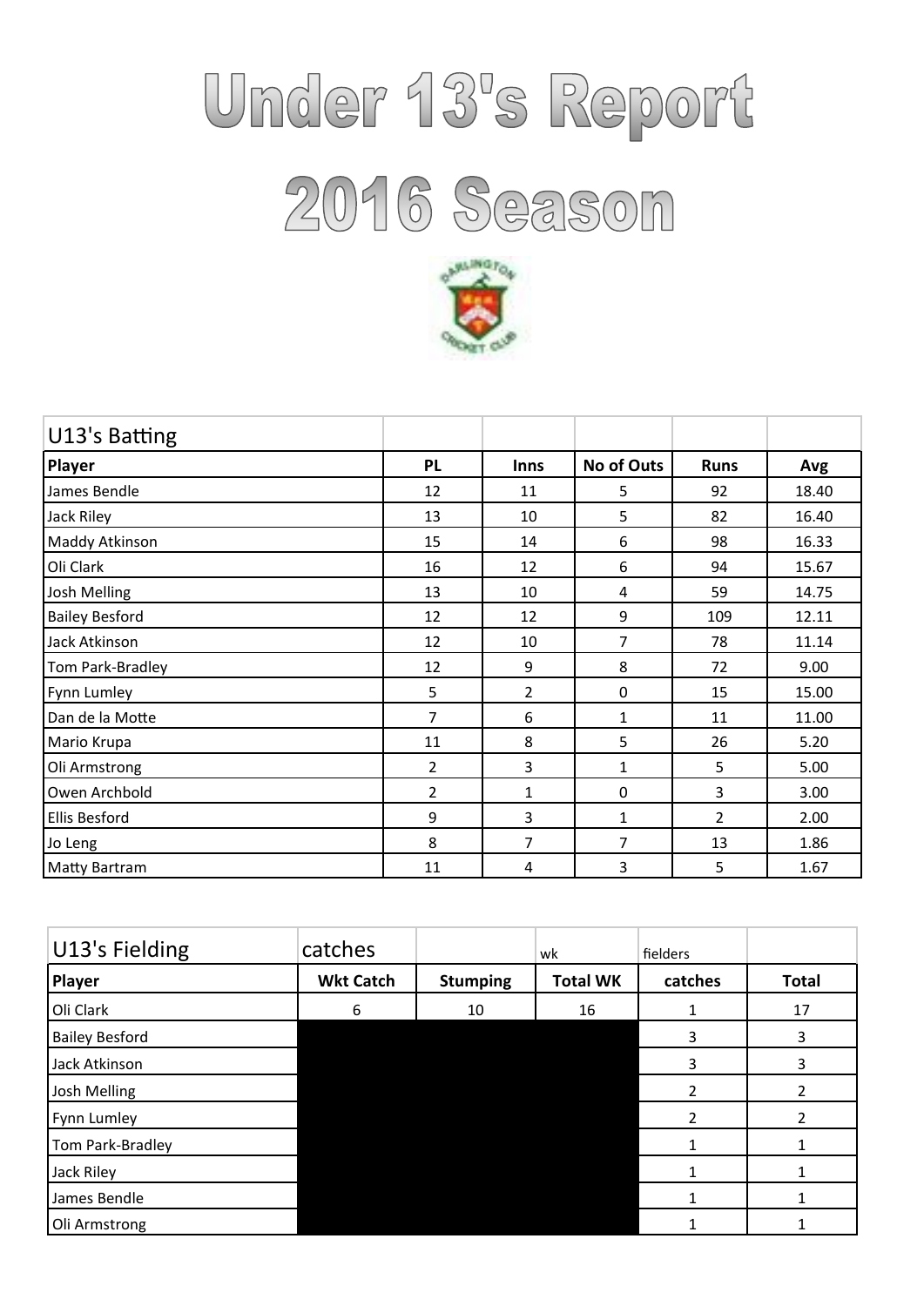# Under 13's Report
# 2016 Season

| U13's Batting | | | | | |
|---|---|---|---|---|---|
| **Player** | **PL** | **Inns** | **No of Outs** | **Runs** | **Avg** |
| James Bendle | 12 | 11 | 5 | 92 | 18.40 |
| Jack Riley | 13 | 10 | 5 | 82 | 16.40 |
| Maddy Atkinson | 15 | 14 | 6 | 98 | 16.33 |
| Oli Clark | 16 | 12 | 6 | 94 | 15.67 |
| Josh Melling | 13 | 10 | 4 | 59 | 14.75 |
| Bailey Besford | 12 | 12 | 9 | 109 | 12.11 |
| Jack Atkinson | 12 | 10 | 7 | 78 | 11.14 |
| Tom Park-Bradley | 12 | 9 | 8 | 72 | 9.00 |
| Fynn Lumley | 5 | 2 | 0 | 15 | 15.00 |
| Dan de la Motte | 7 | 6 | 1 | 11 | 11.00 |
| Mario Krupa | 11 | 8 | 5 | 26 | 5.20 |
| Oli Armstrong | 2 | 3 | 1 | 5 | 5.00 |
| Owen Archbold | 2 | 1 | 0 | 3 | 3.00 |
| Ellis Besford | 9 | 3 | 1 | 2 | 2.00 |
| Jo Leng | 8 | 7 | 7 | 13 | 1.86 |
| Matty Bartram | 11 | 4 | 3 | 5 | 1.67 |

| U13's Fielding | catches | | wk | fielders | |
|---|---|---|---|---|---|
| **Player** | **Wkt Catch** | **Stumping** | **Total WK** | **catches** | **Total** |
| Oli Clark | 6 | 10 | 16 | 1 | 17 |
| Bailey Besford | | | | 3 | 3 |
| Jack Atkinson | | | | 3 | 3 |
| Josh Melling | | | | 2 | 2 |
| Fynn Lumley | | | | 2 | 2 |
| Tom Park-Bradley | | | | 1 | 1 |
| Jack Riley | | | | 1 | 1 |
| James Bendle | | | | 1 | 1 |
| Oli Armstrong | | | | 1 | 1 |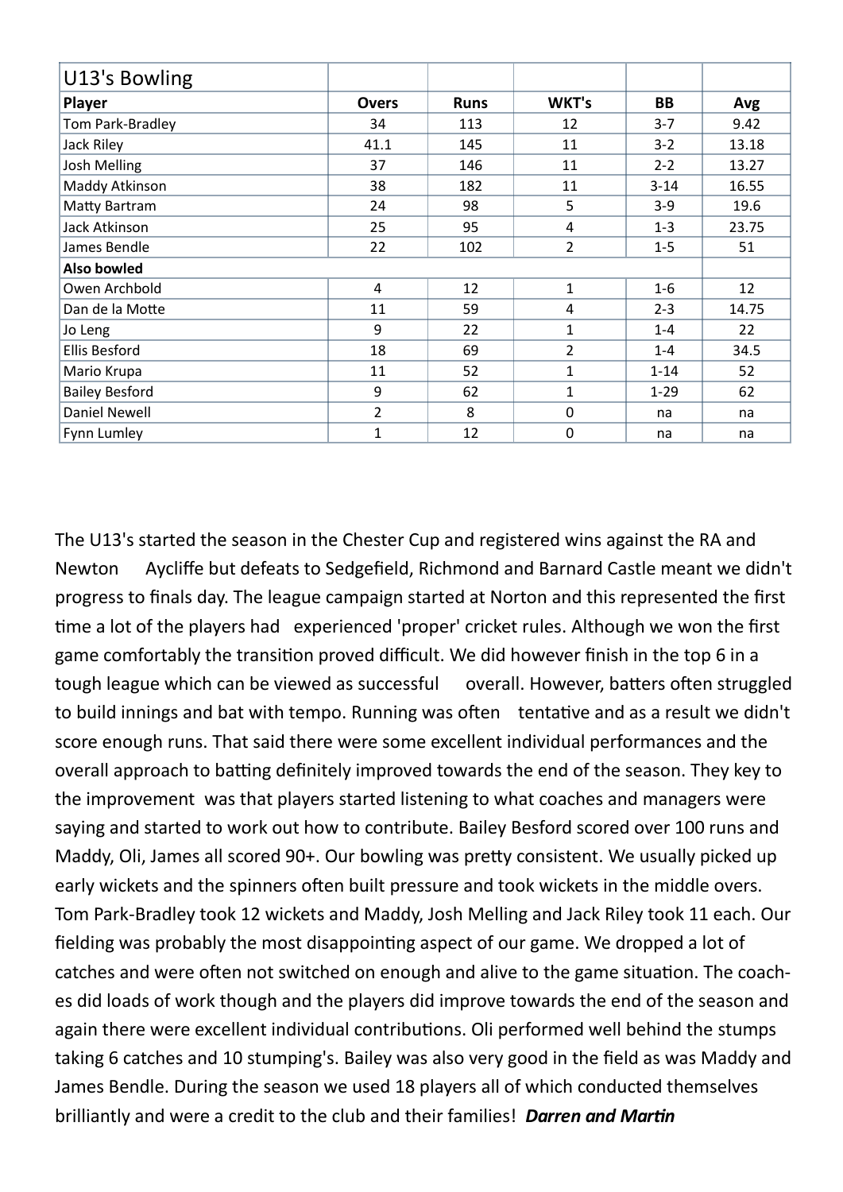| U13's Bowling | | | | | |
|---|---|---|---|---|---|
| **Player** | **Overs** | **Runs** | **WKT's** | **BB** | **Avg** |
| Tom Park-Bradley | 34 | 113 | 12 | 3-7 | 9.42 |
| Jack Riley | 41.1 | 145 | 11 | 3-2 | 13.18 |
| Josh Melling | 37 | 146 | 11 | 2-2 | 13.27 |
| Maddy Atkinson | 38 | 182 | 11 | 3-14 | 16.55 |
| Matty Bartram | 24 | 98 | 5 | 3-9 | 19.6 |
| Jack Atkinson | 25 | 95 | 4 | 1-3 | 23.75 |
| James Bendle | 22 | 102 | 2 | 1-5 | 51 |
| **Also bowled** | | | | | |
| Owen Archbold | 4 | 12 | 1 | 1-6 | 12 |
| Dan de la Motte | 11 | 59 | 4 | 2-3 | 14.75 |
| Jo Leng | 9 | 22 | 1 | 1-4 | 22 |
| Ellis Besford | 18 | 69 | 2 | 1-4 | 34.5 |
| Mario Krupa | 11 | 52 | 1 | 1-14 | 52 |
| Bailey Besford | 9 | 62 | 1 | 1-29 | 62 |
| Daniel Newell | 2 | 8 | 0 | na | na |
| Fynn Lumley | 1 | 12 | 0 | na | na |

The U13's started the season in the Chester Cup and registered wins against the RA and Newton Aycliffe but defeats to Sedgefield, Richmond and Barnard Castle meant we didn't progress to finals day. The league campaign started at Norton and this represented the first time a lot of the players had experienced 'proper' cricket rules. Although we won the first game comfortably the transition proved difficult. We did however finish in the top 6 in a tough league which can be viewed as successful overall. However, batters often struggled to build innings and bat with tempo. Running was often tentative and as a result we didn't score enough runs. That said there were some excellent individual performances and the overall approach to batting definitely improved towards the end of the season. They key to the improvement was that players started listening to what coaches and managers were saying and started to work out how to contribute. Bailey Besford scored over 100 runs and Maddy, Oli, James all scored 90+. Our bowling was pretty consistent. We usually picked up early wickets and the spinners often built pressure and took wickets in the middle overs. Tom Park-Bradley took 12 wickets and Maddy, Josh Melling and Jack Riley took 11 each. Our fielding was probably the most disappointing aspect of our game. We dropped a lot of catches and were often not switched on enough and alive to the game situation. The coaches did loads of work though and the players did improve towards the end of the season and again there were excellent individual contributions. Oli performed well behind the stumps taking 6 catches and 10 stumping's. Bailey was also very good in the field as was Maddy and James Bendle. During the season we used 18 players all of which conducted themselves brilliantly and were a credit to the club and their families! ***Darren and Martin***